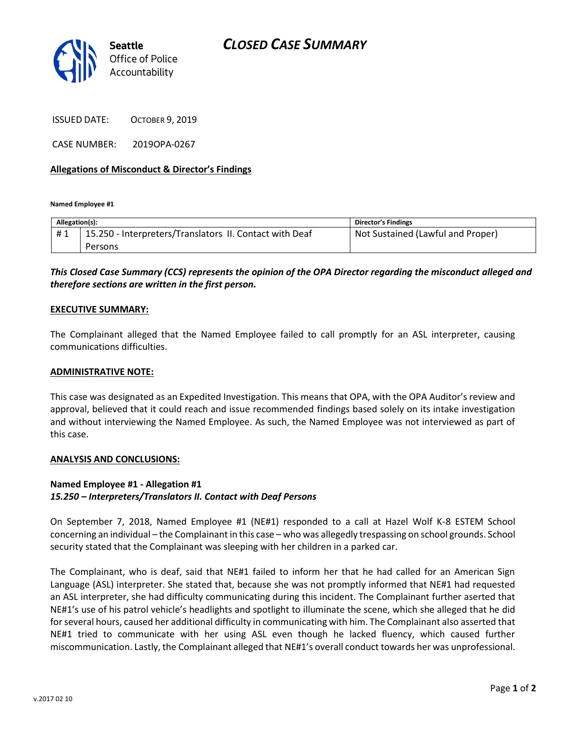Seattle Office of Police Accountability

# CLOSED CASE SUMMARY

ISSUED DATE: OCTOBER 9, 2019

CASE NUMBER: 2019OPA-0267

**Allegations of Misconduct & Director's Findings**

**Named Employee #1**

| Allegation(s): | | Director's Findings |
|---|---|---|
| # 1 | 15.250 - Interpreters/Translators II. Contact with Deaf Persons | Not Sustained (Lawful and Proper) |

***This Closed Case Summary (CCS) represents the opinion of the OPA Director regarding the misconduct alleged and therefore sections are written in the first person.***

**EXECUTIVE SUMMARY:**

The Complainant alleged that the Named Employee failed to call promptly for an ASL interpreter, causing communications difficulties.

**ADMINISTRATIVE NOTE:**

This case was designated as an Expedited Investigation. This means that OPA, with the OPA Auditor's review and approval, believed that it could reach and issue recommended findings based solely on its intake investigation and without interviewing the Named Employee. As such, the Named Employee was not interviewed as part of this case.

**ANALYSIS AND CONCLUSIONS:**

**Named Employee #1 - Allegation #1**
***15.250 – Interpreters/Translators II. Contact with Deaf Persons***

On September 7, 2018, Named Employee #1 (NE#1) responded to a call at Hazel Wolf K-8 ESTEM School concerning an individual – the Complainant in this case – who was allegedly trespassing on school grounds. School security stated that the Complainant was sleeping with her children in a parked car.

The Complainant, who is deaf, said that NE#1 failed to inform her that he had called for an American Sign Language (ASL) interpreter. She stated that, because she was not promptly informed that NE#1 had requested an ASL interpreter, she had difficulty communicating during this incident. The Complainant further aserted that NE#1's use of his patrol vehicle's headlights and spotlight to illuminate the scene, which she alleged that he did for several hours, caused her additional difficulty in communicating with him. The Complainant also asserted that NE#1 tried to communicate with her using ASL even though he lacked fluency, which caused further miscommunication. Lastly, the Complainant alleged that NE#1's overall conduct towards her was unprofessional.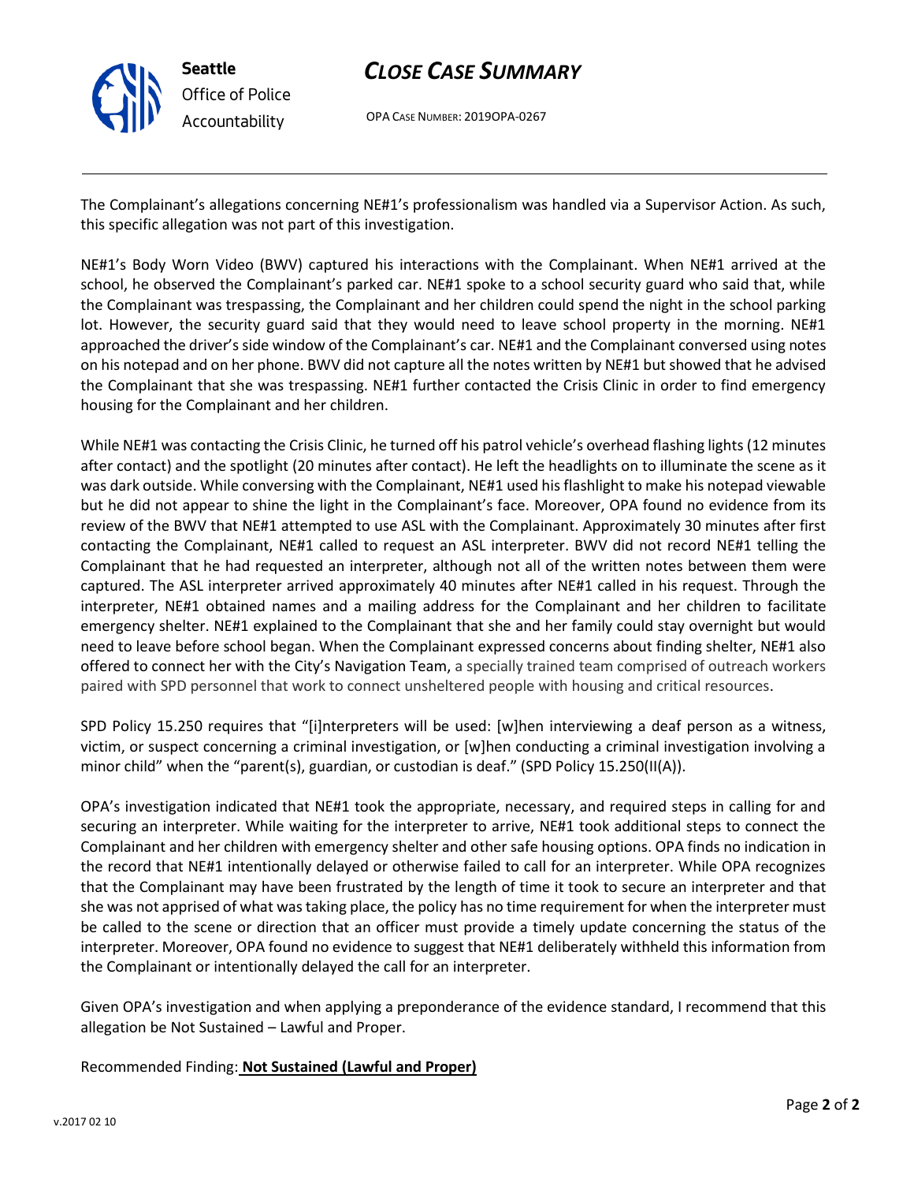The Complainant's allegations concerning NE#1's professionalism was handled via a Supervisor Action. As such, this specific allegation was not part of this investigation.

NE#1's Body Worn Video (BWV) captured his interactions with the Complainant. When NE#1 arrived at the school, he observed the Complainant's parked car. NE#1 spoke to a school security guard who said that, while the Complainant was trespassing, the Complainant and her children could spend the night in the school parking lot. However, the security guard said that they would need to leave school property in the morning. NE#1 approached the driver's side window of the Complainant's car. NE#1 and the Complainant conversed using notes on his notepad and on her phone. BWV did not capture all the notes written by NE#1 but showed that he advised the Complainant that she was trespassing. NE#1 further contacted the Crisis Clinic in order to find emergency housing for the Complainant and her children.

While NE#1 was contacting the Crisis Clinic, he turned off his patrol vehicle's overhead flashing lights (12 minutes after contact) and the spotlight (20 minutes after contact). He left the headlights on to illuminate the scene as it was dark outside. While conversing with the Complainant, NE#1 used his flashlight to make his notepad viewable but he did not appear to shine the light in the Complainant's face. Moreover, OPA found no evidence from its review of the BWV that NE#1 attempted to use ASL with the Complainant. Approximately 30 minutes after first contacting the Complainant, NE#1 called to request an ASL interpreter. BWV did not record NE#1 telling the Complainant that he had requested an interpreter, although not all of the written notes between them were captured. The ASL interpreter arrived approximately 40 minutes after NE#1 called in his request. Through the interpreter, NE#1 obtained names and a mailing address for the Complainant and her children to facilitate emergency shelter. NE#1 explained to the Complainant that she and her family could stay overnight but would need to leave before school began. When the Complainant expressed concerns about finding shelter, NE#1 also offered to connect her with the City's Navigation Team, a specially trained team comprised of outreach workers paired with SPD personnel that work to connect unsheltered people with housing and critical resources.

SPD Policy 15.250 requires that "[i]nterpreters will be used: [w]hen interviewing a deaf person as a witness, victim, or suspect concerning a criminal investigation, or [w]hen conducting a criminal investigation involving a minor child" when the "parent(s), guardian, or custodian is deaf." (SPD Policy 15.250(II(A)).

OPA's investigation indicated that NE#1 took the appropriate, necessary, and required steps in calling for and securing an interpreter. While waiting for the interpreter to arrive, NE#1 took additional steps to connect the Complainant and her children with emergency shelter and other safe housing options. OPA finds no indication in the record that NE#1 intentionally delayed or otherwise failed to call for an interpreter. While OPA recognizes that the Complainant may have been frustrated by the length of time it took to secure an interpreter and that she was not apprised of what was taking place, the policy has no time requirement for when the interpreter must be called to the scene or direction that an officer must provide a timely update concerning the status of the interpreter. Moreover, OPA found no evidence to suggest that NE#1 deliberately withheld this information from the Complainant or intentionally delayed the call for an interpreter.

Given OPA's investigation and when applying a preponderance of the evidence standard, I recommend that this allegation be Not Sustained – Lawful and Proper.

Recommended Finding: **Not Sustained (Lawful and Proper)**